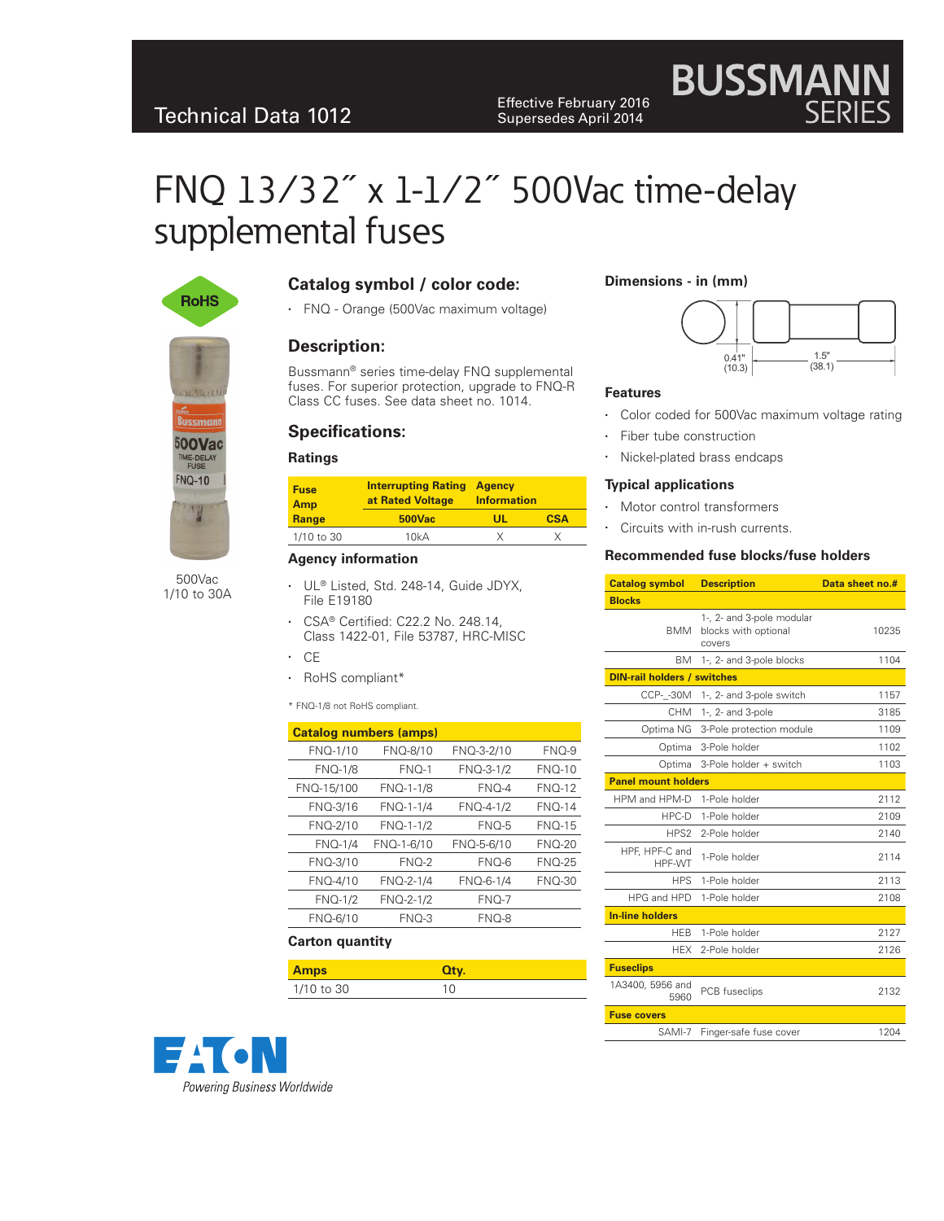Technical Data 1012

Effective February 2016
Supersedes April 2014

BUSSMANN SERIES

# FNQ 13/32˝ x 1-1/2˝ 500Vac time-delay supplemental fuses

RoHS

500Vac
1/10 to 30A

## Catalog symbol / color code:

- FNQ - Orange (500Vac maximum voltage)

## Description:

Bussmann® series time-delay FNQ supplemental fuses. For superior protection, upgrade to FNQ-R Class CC fuses. See data sheet no. 1014.

## Specifications:

### Ratings

| Fuse Amp Range | Interrupting Rating at Rated Voltage 500Vac | Agency Information UL | CSA |
|---|---|---|---|
| 1/10 to 30 | 10kA | X | X |

### Agency information

- UL® Listed, Std. 248-14, Guide JDYX, File E19180
- CSA® Certified: C22.2 No. 248.14, Class 1422-01, File 53787, HRC-MISC
- CE
- RoHS compliant*

\* FNQ-1/8 not RoHS compliant.

| Catalog numbers (amps) | | | |
|---|---|---|---|
| FNQ-1/10 | FNQ-8/10 | FNQ-3-2/10 | FNQ-9 |
| FNQ-1/8 | FNQ-1 | FNQ-3-1/2 | FNQ-10 |
| FNQ-15/100 | FNQ-1-1/8 | FNQ-4 | FNQ-12 |
| FNQ-3/16 | FNQ-1-1/4 | FNQ-4-1/2 | FNQ-14 |
| FNQ-2/10 | FNQ-1-1/2 | FNQ-5 | FNQ-15 |
| FNQ-1/4 | FNQ-1-6/10 | FNQ-5-6/10 | FNQ-20 |
| FNQ-3/10 | FNQ-2 | FNQ-6 | FNQ-25 |
| FNQ-4/10 | FNQ-2-1/4 | FNQ-6-1/4 | FNQ-30 |
| FNQ-1/2 | FNQ-2-1/2 | FNQ-7 | |
| FNQ-6/10 | FNQ-3 | FNQ-8 | |

### Carton quantity

| Amps | Qty. |
|---|---|
| 1/10 to 30 | 10 |

### Dimensions - in (mm)

0.41" (10.3)
1.5" (38.1)

### Features

- Color coded for 500Vac maximum voltage rating
- Fiber tube construction
- Nickel-plated brass endcaps

### Typical applications

- Motor control transformers
- Circuits with in-rush currents.

### Recommended fuse blocks/fuse holders

| Catalog symbol | Description | Data sheet no.# |
|---|---|---|
| **Blocks** | | |
| BMM | 1-, 2- and 3-pole modular blocks with optional covers | 10235 |
| BM | 1-, 2- and 3-pole blocks | 1104 |
| **DIN-rail holders / switches** | | |
| CCP-_-30M | 1-, 2- and 3-pole switch | 1157 |
| CHM | 1-, 2- and 3-pole | 3185 |
| Optima NG | 3-Pole protection module | 1109 |
| Optima | 3-Pole holder | 1102 |
| Optima | 3-Pole holder + switch | 1103 |
| **Panel mount holders** | | |
| HPM and HPM-D | 1-Pole holder | 2112 |
| HPC-D | 1-Pole holder | 2109 |
| HPS2 | 2-Pole holder | 2140 |
| HPF, HPF-C and HPF-WT | 1-Pole holder | 2114 |
| HPS | 1-Pole holder | 2113 |
| HPG and HPD | 1-Pole holder | 2108 |
| **In-line holders** | | |
| HEB | 1-Pole holder | 2127 |
| HEX | 2-Pole holder | 2126 |
| **Fuseclips** | | |
| 1A3400, 5956 and 5960 | PCB fuseclips | 2132 |
| **Fuse covers** | | |
| SAMI-7 | Finger-safe fuse cover | 1204 |

EATON
Powering Business Worldwide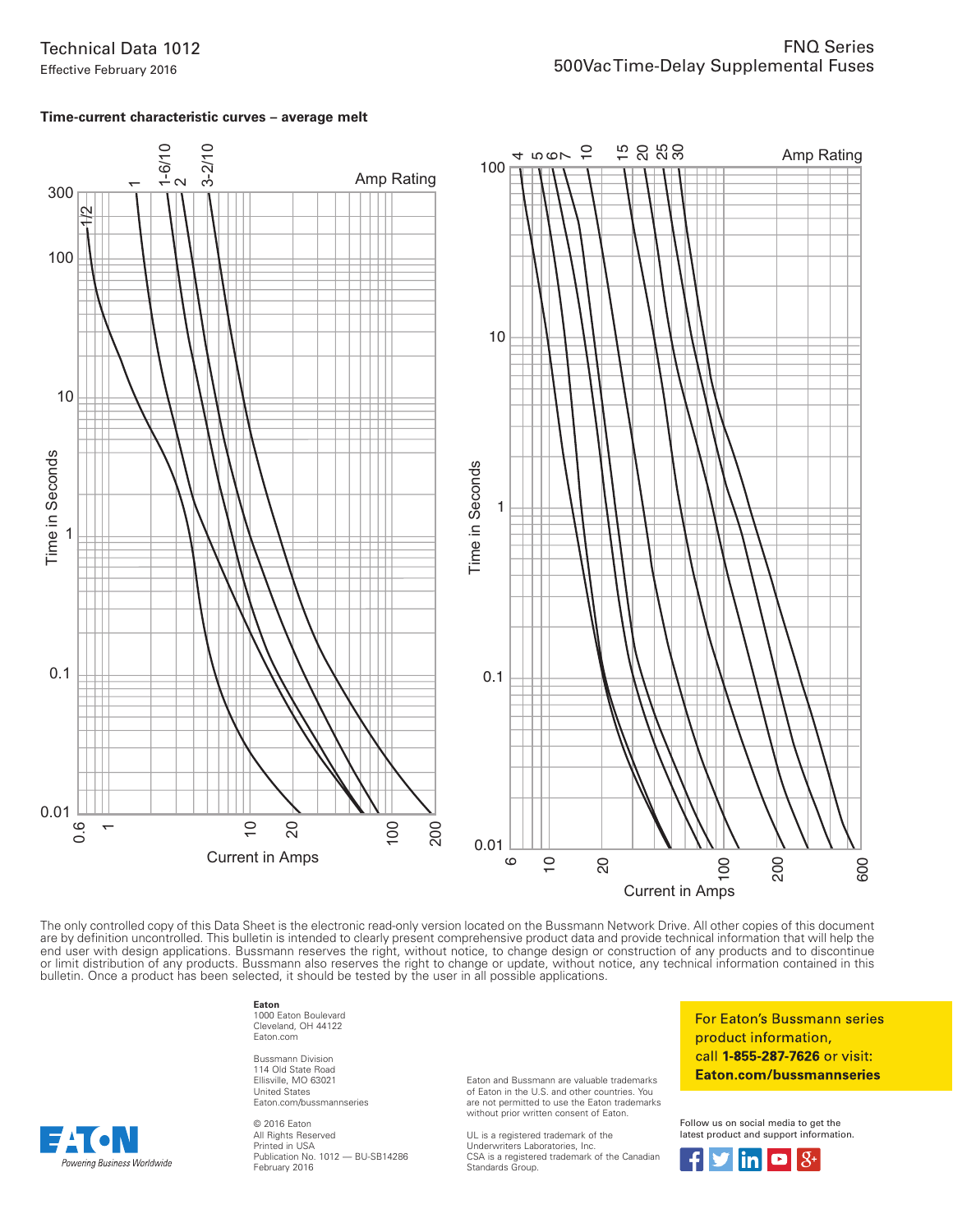### Time-current characteristic curves – average melt

Amp Rating

1/2
1
1-6/10
2
3-2/10

Time in Seconds

300
100
10
1
0.1
0.01

Current in Amps

0.6
1
10
20
100
200

Amp Rating

4
5
6
7
10
15
20
25
30

Time in Seconds

100
10
1
0.1
0.01

Current in Amps

6
10
20
100
200
600

The only controlled copy of this Data Sheet is the electronic read-only version located on the Bussmann Network Drive. All other copies of this document are by definition uncontrolled. This bulletin is intended to clearly present comprehensive product data and provide technical information that will help the end user with design applications. Bussmann reserves the right, without notice, to change design or construction of any products and to discontinue or limit distribution of any products. Bussmann also reserves the right to change or update, without notice, any technical information contained in this bulletin. Once a product has been selected, it should be tested by the user in all possible applications.

**Eaton**
1000 Eaton Boulevard
Cleveland, OH 44122
Eaton.com

Bussmann Division
114 Old State Road
Ellisville, MO 63021
United States
Eaton.com/bussmannseries

© 2016 Eaton
All Rights Reserved
Printed in USA
Publication No. 1012 — BU-SB14286
February 2016

Eaton and Bussmann are valuable trademarks of Eaton in the U.S. and other countries. You are not permitted to use the Eaton trademarks without prior written consent of Eaton.

UL is a registered trademark of the Underwriters Laboratories, Inc.
CSA is a registered trademark of the Canadian Standards Group.

For Eaton's Bussmann series product information, call **1-855-287-7626** or visit: **Eaton.com/bussmannseries**

Follow us on social media to get the latest product and support information.

EATON
*Powering Business Worldwide*